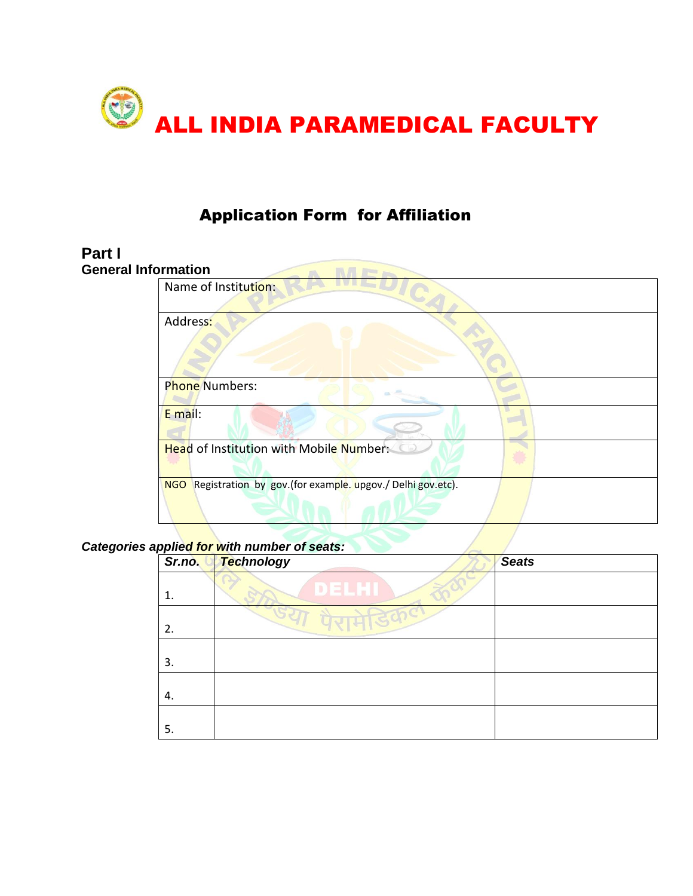# ALL INDIA PARAMEDICAL FACULTY

## Application Form for Affiliation

### Part I
**General Information**

| Name of Institution: |
|---|
| Address: |
| Phone Numbers: |
| E mail: |
| Head of Institution with Mobile Number: |
| NGO Registration by gov.(for example. upgov./ Delhi gov.etc). |

***Categories applied for with number of seats:***

| *Sr.no.* | *Technology* | *Seats* |
|---|---|---|
| 1. | | |
| 2. | | |
| 3. | | |
| 4. | | |
| 5. | | |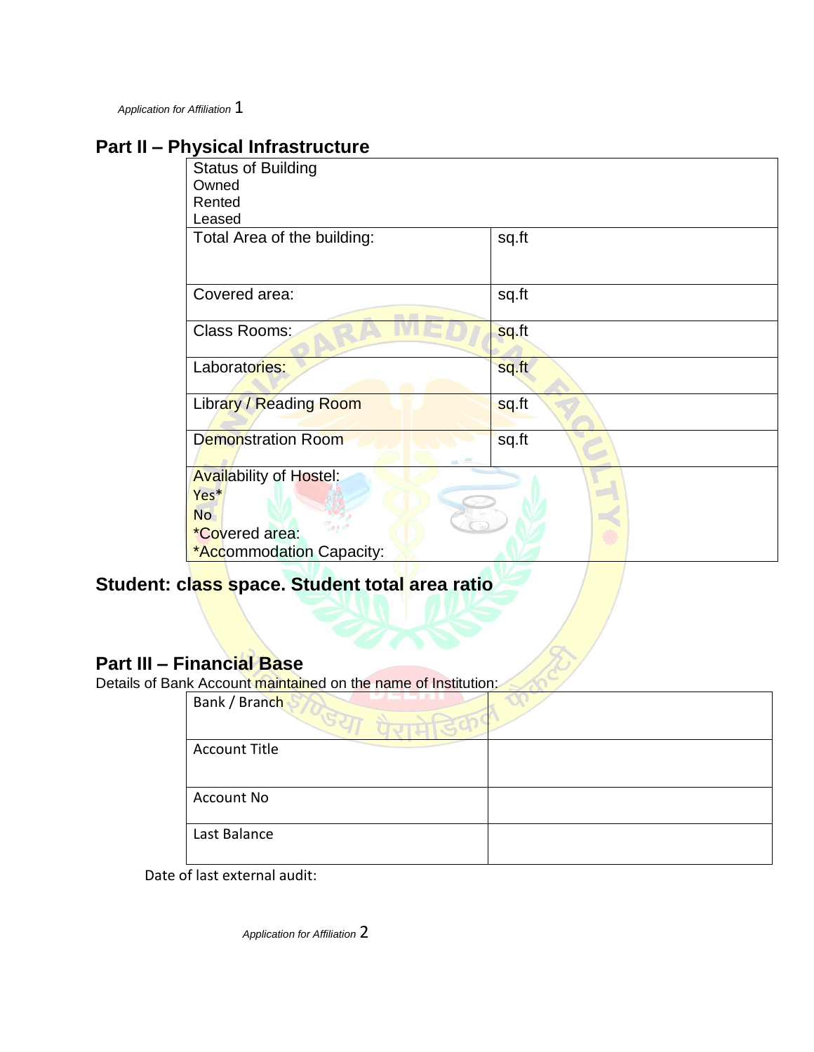## Part II – Physical Infrastructure

| Status of Building<br>Owned<br>Rented<br>Leased | |
|---|---|
| Total Area of the building: | sq.ft |
| Covered area: | sq.ft |
| Class Rooms: | sq.ft |
| Laboratories: | sq.ft |
| Library / Reading Room | sq.ft |
| Demonstration Room | sq.ft |
| Availability of Hostel:<br>Yes*<br>No<br>*Covered area:<br>*Accommodation Capacity: | |

**Student: class space. Student total area ratio**

## Part III – Financial Base

Details of Bank Account maintained on the name of Institution:

| Bank / Branch | |
|---|---|
| Account Title | |
| Account No | |
| Last Balance | |

Date of last external audit: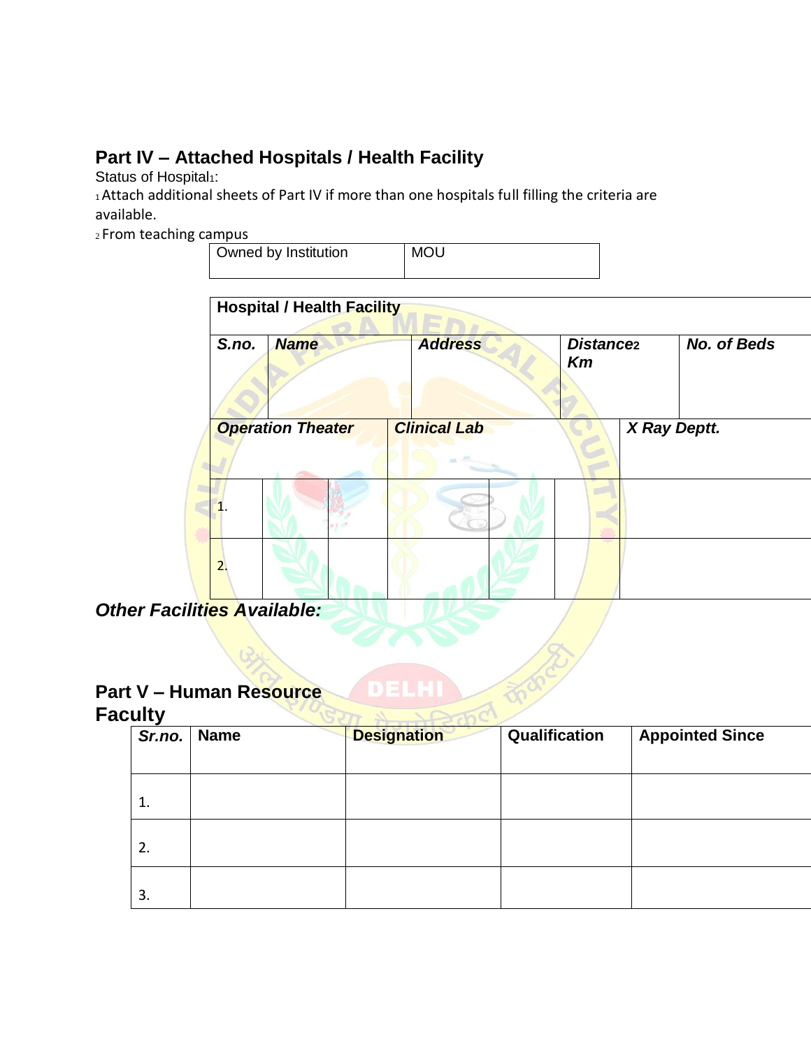## Part IV – Attached Hospitals / Health Facility

Status of Hospital[1]:

[1] Attach additional sheets of Part IV if more than one hospitals full filling the criteria are available.

[2] From teaching campus

| Owned by Institution | MOU |
|---|---|

| **Hospital / Health Facility** | | | | | | | | |
|---|---|---|---|---|---|---|---|---|
| ***S.no.*** | ***Name*** | | ***Address*** | | ***Distance[2] Km*** | | ***No. of Beds*** | |
| ***Operation Theater*** | | | ***Clinical Lab*** | | | ***X Ray Deptt.*** | | |
| 1. | | | | | | | | |
| 2. | | | | | | | | |

***Other Facilities Available:***

## Part V – Human Resource

## Faculty

| *Sr.no.* | Name | Designation | Qualification | Appointed Since |
|---|---|---|---|---|
| 1. | | | | |
| 2. | | | | |
| 3. | | | | |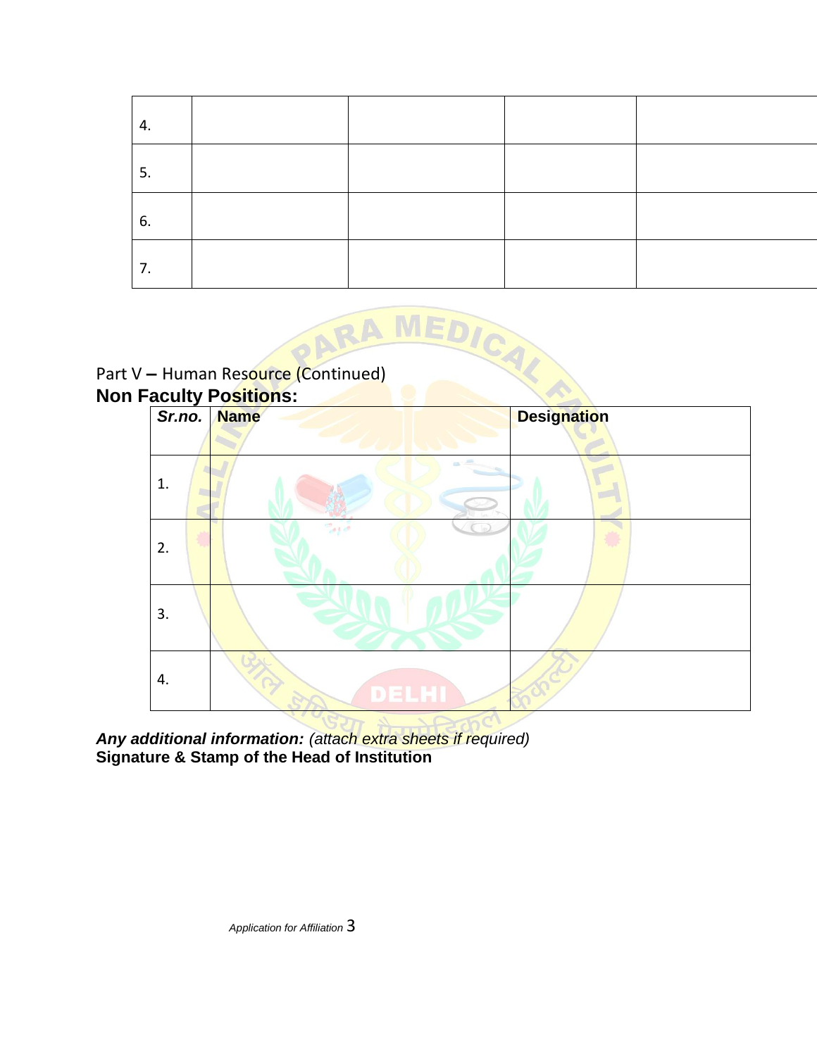| | | | | |
|---|---|---|---|---|
| 4. | | | | |
| 5. | | | | |
| 6. | | | | |
| 7. | | | | |

Part V – Human Resource (Continued)

## Non Faculty Positions:

| *Sr.no.* | Name | Designation |
|---|---|---|
| 1. | | |
| 2. | | |
| 3. | | |
| 4. | | |

***Any additional information:*** *(attach extra sheets if required)*

**Signature & Stamp of the Head of Institution**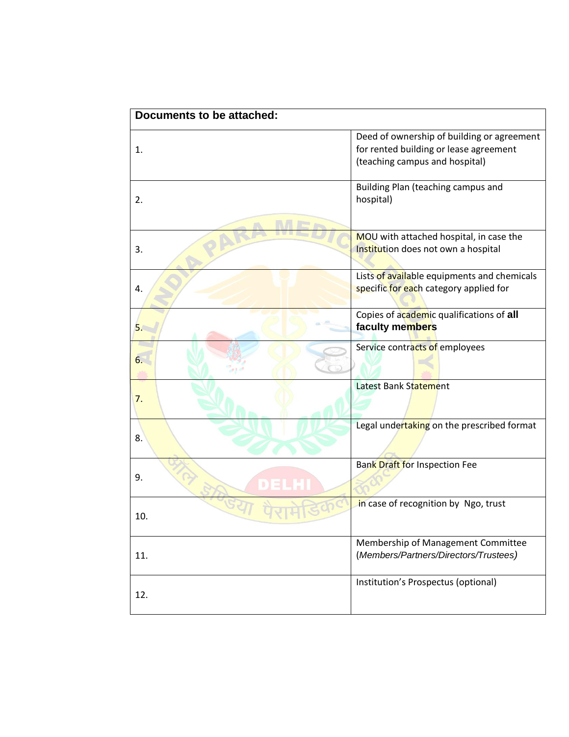| Documents to be attached: | |
|---|---|
| 1. | Deed of ownership of building or agreement for rented building or lease agreement (teaching campus and hospital) |
| 2. | Building Plan (teaching campus and hospital) |
| 3. | MOU with attached hospital, in case the Institution does not own a hospital |
| 4. | Lists of available equipments and chemicals specific for each category applied for |
| 5. | Copies of academic qualifications of **all faculty members** |
| 6. | Service contracts of employees |
| 7. | Latest Bank Statement |
| 8. | Legal undertaking on the prescribed format |
| 9. | Bank Draft for Inspection Fee |
| 10. | in case of recognition by Ngo, trust |
| 11. | Membership of Management Committee (*Members/Partners/Directors/Trustees)* |
| 12. | Institution's Prospectus (optional) |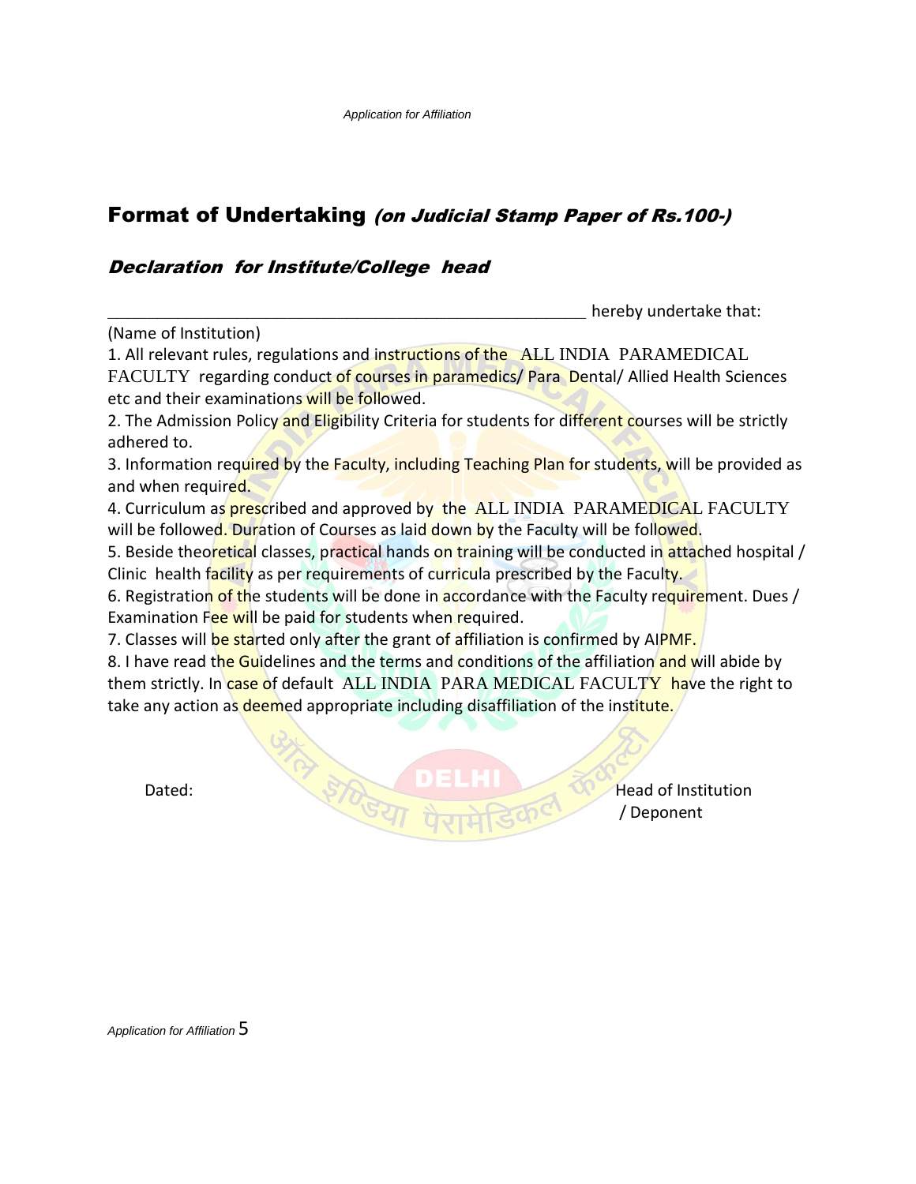## Format of Undertaking *(on Judicial Stamp Paper of Rs.100-)*

### *Declaration for Institute/College head*

_____________________________________________ hereby undertake that:

(Name of Institution)

1. All relevant rules, regulations and instructions of the ALL INDIA PARAMEDICAL FACULTY regarding conduct of courses in paramedics/ Para Dental/ Allied Health Sciences etc and their examinations will be followed.
2. The Admission Policy and Eligibility Criteria for students for different courses will be strictly adhered to.
3. Information required by the Faculty, including Teaching Plan for students, will be provided as and when required.
4. Curriculum as prescribed and approved by the ALL INDIA PARAMEDICAL FACULTY will be followed. Duration of Courses as laid down by the Faculty will be followed.
5. Beside theoretical classes, practical hands on training will be conducted in attached hospital / Clinic health facility as per requirements of curricula prescribed by the Faculty.
6. Registration of the students will be done in accordance with the Faculty requirement. Dues / Examination Fee will be paid for students when required.
7. Classes will be started only after the grant of affiliation is confirmed by AIPMF.
8. I have read the Guidelines and the terms and conditions of the affiliation and will abide by them strictly. In case of default ALL INDIA PARA MEDICAL FACULTY have the right to take any action as deemed appropriate including disaffiliation of the institute.

Dated:

Head of Institution / Deponent